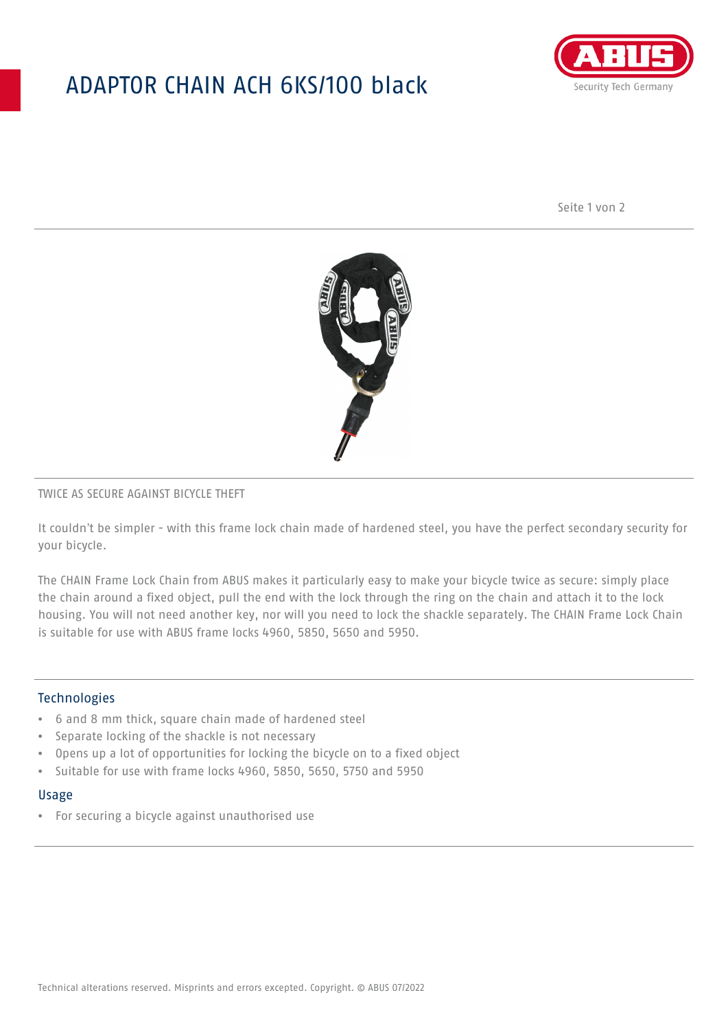# ADAPTOR CHAIN ACH 6KS/100 black

TWICE AS SECURE AGAINST BICYCLE THEFT

It couldn't be simpler - with this frame lock chain made of hardened steel, you have the perfect secondary security for your bicycle.

The CHAIN Frame Lock Chain from ABUS makes it particularly easy to make your bicycle twice as secure: simply place the chain around a fixed object, pull the end with the lock through the ring on the chain and attach it to the lock housing. You will not need another key, nor will you need to lock the shackle separately. The CHAIN Frame Lock Chain is suitable for use with ABUS frame locks 4960, 5850, 5650 and 5950.

## Technologies

- 6 and 8 mm thick, square chain made of hardened steel
- Separate locking of the shackle is not necessary
- Opens up a lot of opportunities for locking the bicycle on to a fixed object
- Suitable for use with frame locks 4960, 5850, 5650, 5750 and 5950

## Usage

- For securing a bicycle against unauthorised use

Technical alterations reserved. Misprints and errors excepted. Copyright. © ABUS 07/2022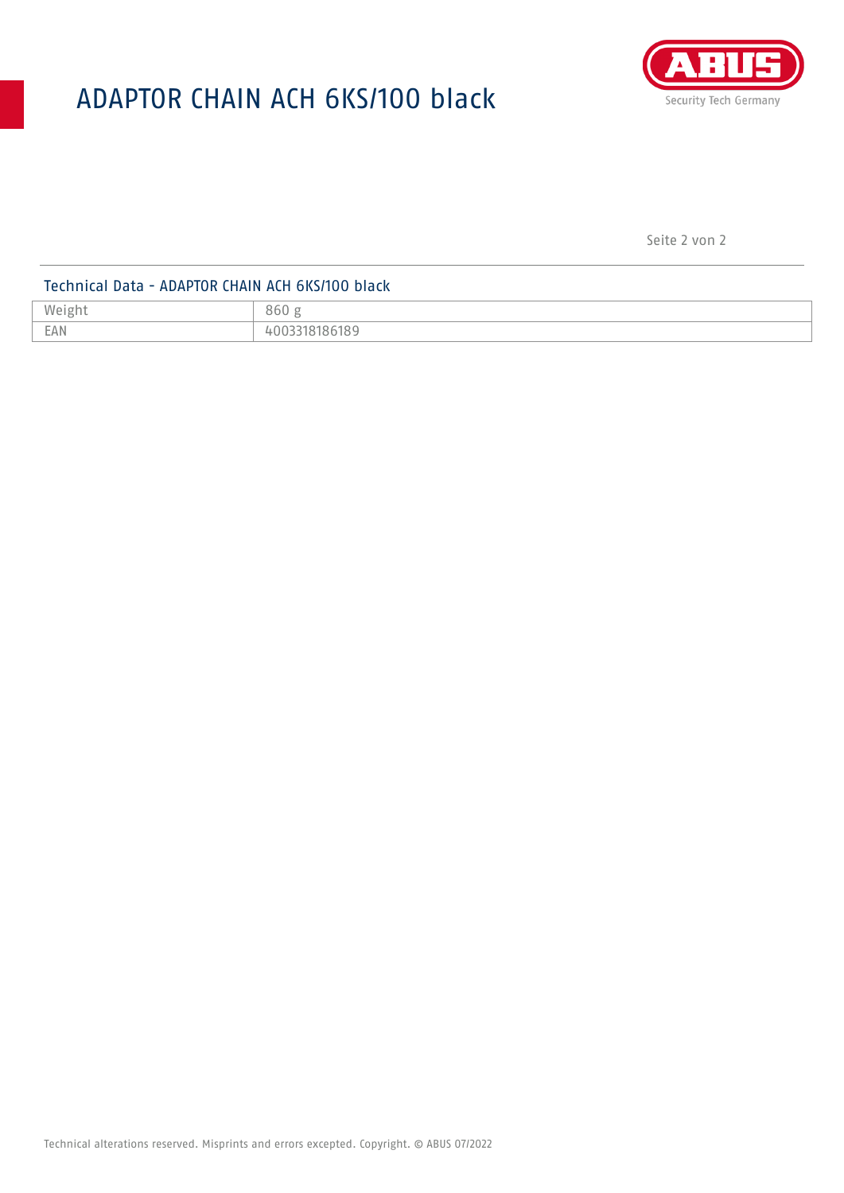# ADAPTOR CHAIN ACH 6KS/100 black

## Technical Data - ADAPTOR CHAIN ACH 6KS/100 black

| | |
|---|---|
| Weight | 860 g |
| EAN | 4003318186189 |

Technical alterations reserved. Misprints and errors excepted. Copyright. © ABUS 07/2022